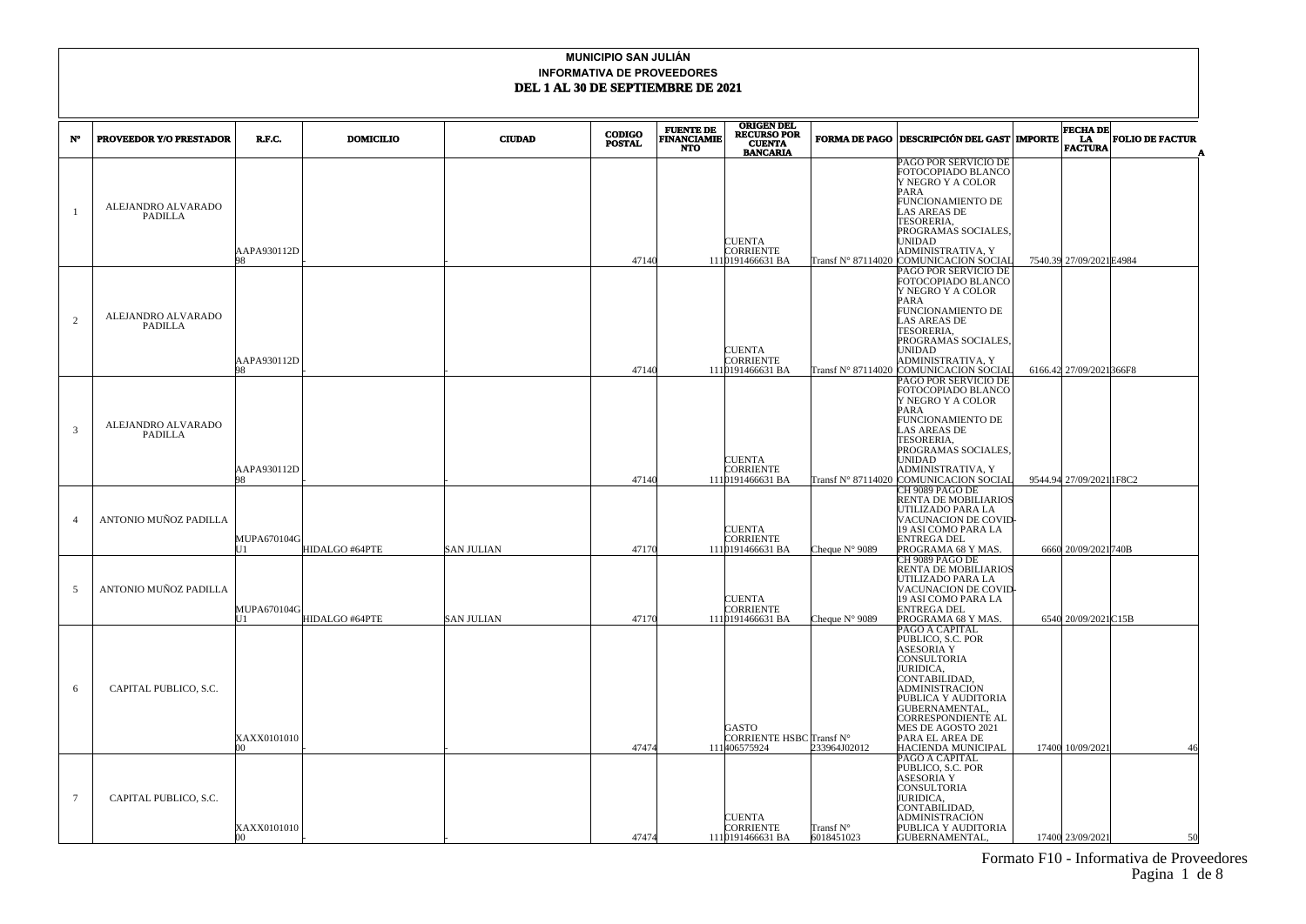# MUNICIPIO SAN JULIÁN

## INFORMATIVA DE PROVEEDORES

## DEL 1 AL 30 DE SEPTIEMBRE DE 2021

| N° | PROVEEDOR Y/O PRESTADOR | R.F.C. | DOMICILIO | CIUDAD | CODIGO POSTAL | FUENTE DE FINANCIAMIENTO | ORIGEN DEL RECURSO POR CUENTA BANCARIA | FORMA DE PAGO | DESCRIPCIÓN DEL GASTO | IMPORTE | FECHA DE LA FACTURA | FOLIO DE FACTURA |
|---|---|---|---|---|---|---|---|---|---|---|---|---|
| 1 | ALEJANDRO ALVARADO PADILLA | AAPA930112D98 | - | - | 47140 | 111 | CUENTA CORRIENTE 0191466631 BA | Transf N° 87114020 | PAGO POR SERVICIO DE FOTOCOPIADO BLANCO Y NEGRO Y A COLOR PARA FUNCIONAMIENTO DE LAS AREAS DE TESORERIA, PROGRAMAS SOCIALES, UNIDAD ADMINISTRATIVA, Y COMUNICACION SOCIAL | 7540.39 | 27/09/2021 | E4984 |
| 2 | ALEJANDRO ALVARADO PADILLA | AAPA930112D98 | - | - | 47140 | 111 | CUENTA CORRIENTE 0191466631 BA | Transf N° 87114020 | PAGO POR SERVICIO DE FOTOCOPIADO BLANCO Y NEGRO Y A COLOR PARA FUNCIONAMIENTO DE LAS AREAS DE TESORERIA, PROGRAMAS SOCIALES, UNIDAD ADMINISTRATIVA, Y COMUNICACION SOCIAL | 6166.42 | 27/09/2021 | 366F8 |
| 3 | ALEJANDRO ALVARADO PADILLA | AAPA930112D98 | - | - | 47140 | 111 | CUENTA CORRIENTE 0191466631 BA | Transf N° 87114020 | PAGO POR SERVICIO DE FOTOCOPIADO BLANCO Y NEGRO Y A COLOR PARA FUNCIONAMIENTO DE LAS AREAS DE TESORERIA, PROGRAMAS SOCIALES, UNIDAD ADMINISTRATIVA, Y COMUNICACION SOCIAL | 9544.94 | 27/09/2021 | 1F8C2 |
| 4 | ANTONIO MUÑOZ PADILLA | MUPA670104GU1 | HIDALGO #64PTE | SAN JULIAN | 47170 | 111 | CUENTA CORRIENTE 0191466631 BA | Cheque N° 9089 | CH 9089 PAGO DE RENTA DE MOBILIARIOS UTILIZADO PARA LA VACUNACION DE COVID-19 ASI COMO PARA LA ENTREGA DEL PROGRAMA 68 Y MAS. | 6660 | 20/09/2021 | 740B |
| 5 | ANTONIO MUÑOZ PADILLA | MUPA670104GU1 | HIDALGO #64PTE | SAN JULIAN | 47170 | 111 | CUENTA CORRIENTE 0191466631 BA | Cheque N° 9089 | CH 9089 PAGO DE RENTA DE MOBILIARIOS UTILIZADO PARA LA VACUNACION DE COVID-19 ASI COMO PARA LA ENTREGA DEL PROGRAMA 68 Y MAS. | 6540 | 20/09/2021 | C15B |
| 6 | CAPITAL PUBLICO, S.C. | XAXX010101000 | - | - | 47474 | 111 | GASTO CORRIENTE HSBC 406575924 | Transf N° 233964J02012 | PAGO A CAPITAL PUBLICO, S.C. POR ASESORIA Y CONSULTORIA JURIDICA, CONTABILIDAD, ADMINISTRACION PUBLICA Y AUDITORIA GUBERNAMENTAL, CORRESPONDIENTE AL MES DE AGOSTO 2021 PARA EL AREA DE HACIENDA MUNICIPAL | 17400 | 10/09/2021 | 46 |
| 7 | CAPITAL PUBLICO, S.C. | XAXX010101000 | - | - | 47474 | 111 | CUENTA CORRIENTE 0191466631 BA | Transf N° 6018451023 | PAGO A CAPITAL PUBLICO, S.C. POR ASESORIA Y CONSULTORIA JURIDICA, CONTABILIDAD, ADMINISTRACION PUBLICA Y AUDITORIA GUBERNAMENTAL, | 17400 | 23/09/2021 | 50 |

Formato F10 - Informativa de Proveedores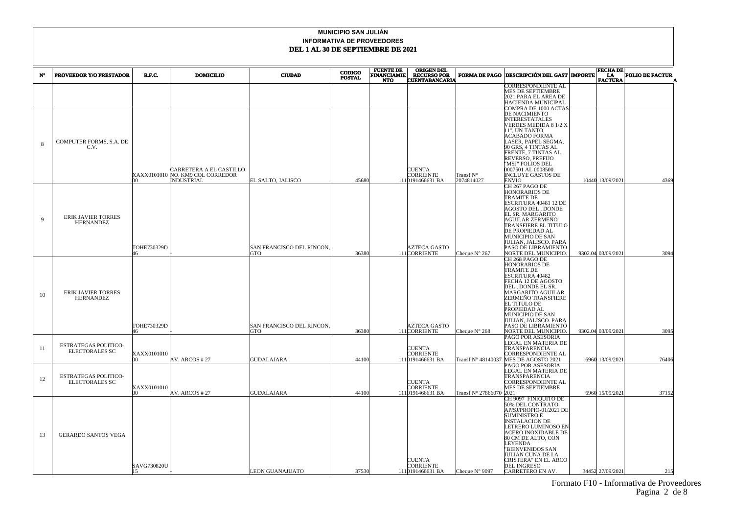# MUNICIPIO SAN JULIÁN

## INFORMATIVA DE PROVEEDORES

## DEL 1 AL 30 DE SEPTIEMBRE DE 2021

| N° | PROVEEDOR Y/O PRESTADOR | R.F.C. | DOMICILIO | CIUDAD | CODIGO POSTAL | FUENTE DE FINANCIAMIENTO | ORIGEN DEL RECURSO POR CUENTABANCARIA | FORMA DE PAGO | DESCRIPCIÓN DEL GAST | IMPORTE | FECHA DE LA FACTURA | FOLIO DE FACTURA |
|---|---|---|---|---|---|---|---|---|---|---|---|---|
| | | | | | | | | | CORRESPONDIENTE AL MES DE SEPTIEMBRE 2021 PARA EL AREA DE HACIENDA MUNICIPAL | | | |
| 8 | COMPUTER FORMS, S.A. DE C.V. | XAXX010101000 | CARRETERA A EL CASTILLO NO. KM9 COL CORREDOR INDUSTRIAL | EL SALTO, JALISCO | 45680 | 111 | CUENTA CORRIENTE 0191466631 BA | Transf N° 2074814027 | COMPRA DE 1000 ACTAS DE NACIMIENTO INTERESTATALES VERDES MEDIDA 8 1/2 X 11", UN TANTO, ACABADO FORMA LASER, PAPEL SEGMA, 90 GRS, 4 TINTAS AL FRENTE, 7 TINTAS AL REVERSO, PREFIJO "MSJ" FOLIOS DEL 0007501 AL 0008500. INCLUYE GASTOS DE ENVIO | 10440 | 13/09/2021 | 4369 |
| 9 | ERIK JAVIER TORRES HERNANDEZ | TOHE730329D46 | - | SAN FRANCISCO DEL RINCON, GTO | 36380 | 111 | AZTECA GASTO CORRIENTE | Cheque N° 267 | CH 267 PAGO DE HONORARIOS DE TRAMITE DE ESCRITURA 40481 12 DE AGOSTO DEL , DONDE EL SR. MARGARITO AGUILAR ZERMEÑO TRANSFIERE EL TITULO DE PROPIEDAD AL MUNICIPIO DE SAN JULIAN, JALISCO. PARA PASO DE LIBRAMIENTO NORTE DEL MUNICIPIO. | 9302.04 | 03/09/2021 | 3094 |
| 10 | ERIK JAVIER TORRES HERNANDEZ | TOHE730329D46 | - | SAN FRANCISCO DEL RINCON, GTO | 36380 | 111 | AZTECA GASTO CORRIENTE | Cheque N° 268 | CH 268 PAGO DE HONORARIOS DE TRAMITE DE ESCRITURA 40482 FECHA 12 DE AGOSTO DEL , DONDE EL SR. MARGARITO AGUILAR ZERMEÑO TRANSFIERE EL TITULO DE PROPIEDAD AL MUNICIPIO DE SAN JULIAN, JALISCO. PARA PASO DE LIBRAMIENTO NORTE DEL MUNICIPIO. | 9302.04 | 03/09/2021 | 3095 |
| 11 | ESTRATEGAS POLITICO-ELECTORALES SC | XAXX010101000 | AV. ARCOS # 27 | GUDALAJARA | 44100 | 111 | CUENTA CORRIENTE 0191466631 BA | Transf N° 48140037 | PAGO POR ASESORIA LEGAL EN MATERIA DE TRANSPARENCIA CORRESPONDIENTE AL MES DE AGOSTO 2021 | 6960 | 13/09/2021 | 76406 |
| 12 | ESTRATEGAS POLITICO-ELECTORALES SC | XAXX010101000 | AV. ARCOS # 27 | GUDALAJARA | 44100 | 111 | CUENTA CORRIENTE 0191466631 BA | Transf N° 27866070 | PAGO POR ASESORIA LEGAL EN MATERIA DE TRANSPARENCIA CORRESPONDIENTE AL MES DE SEPTIEMBRE 2021 | 6960 | 15/09/2021 | 37152 |
| 13 | GERARDO SANTOS VEGA | SAVG730820U15 | - | LEON GUANAJUATO | 37530 | 111 | CUENTA CORRIENTE 0191466631 BA | Cheque N° 9097 | CH 9097 FINIQUITO DE 50% DEL CONTRATO AP/SJ/PROPIO-01/2021 DE SUMINISTRO E INSTALACION DE LETRERO LUMINOSO EN ACERO INOXIDABLE DE 80 CM DE ALTO, CON LEYENDA "BIENVENIDOS SAN JULIAN CUNA DE LA CRISTERA" EN EL ARCO DEL INGRESO CARRETERO EN AV. | 34452 | 27/09/2021 | 215 |

Formato F10 - Informativa de Proveedores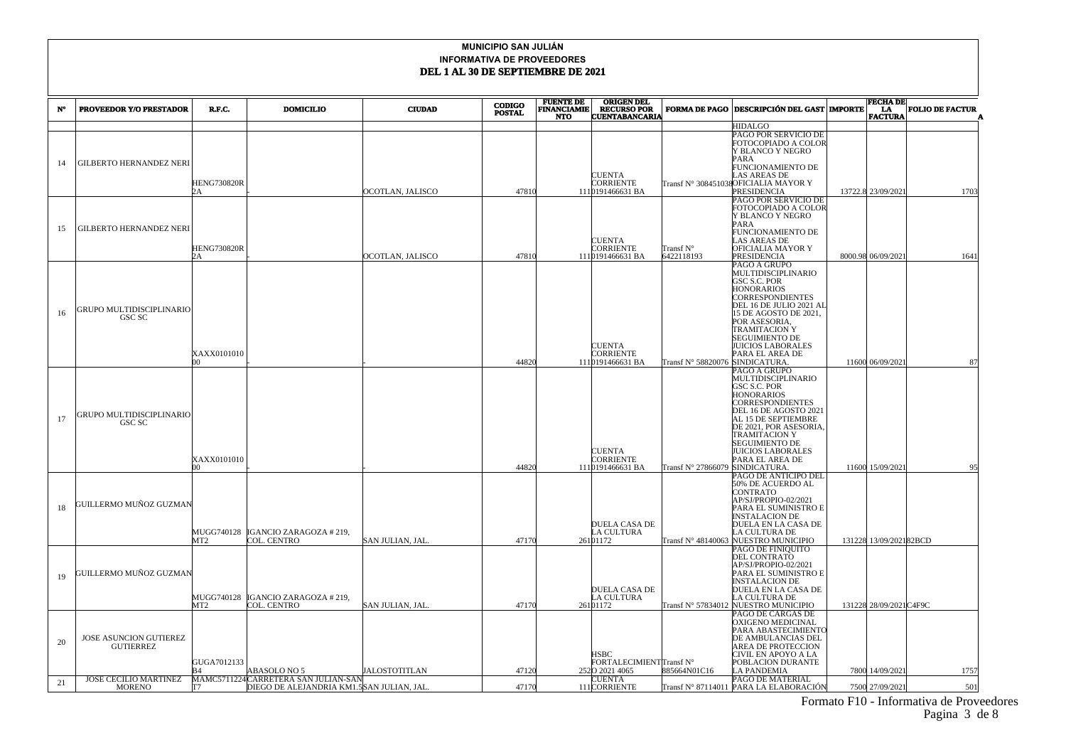# MUNICIPIO SAN JULIÁN

## INFORMATIVA DE PROVEEDORES

## DEL 1 AL 30 DE SEPTIEMBRE DE 2021

| Nº | PROVEEDOR Y/O PRESTADOR | R.F.C. | DOMICILIO | CIUDAD | CODIGO POSTAL | FUENTE DE FINANCIAMIENTO | ORIGEN DEL RECURSO POR CUENTABANCARIA | FORMA DE PAGO | DESCRIPCIÓN DEL GAST | IMPORTE | FECHA DE LA FACTURA | FOLIO DE FACTURA |
|---|---|---|---|---|---|---|---|---|---|---|---|---|
| | | | | | | | | | HIDALGO | | | |
| 14 | GILBERTO HERNANDEZ NERI | HENG730820R2A | - | OCOTLAN, JALISCO | 47810 | 1 | CUENTA CORRIENTE 110191466631 BA | Transf N° 3084510380 | OFICIALIA MAYOR Y PAGO POR SERVICIO DE FOTOCOPIADO A COLOR Y BLANCO Y NEGRO PARA FUNCIONAMIENTO DE LAS AREAS DE OFICIALIA MAYOR Y PRESIDENCIA | 13722.8 | 23/09/2021 | 1703 |
| 15 | GILBERTO HERNANDEZ NERI | HENG730820R2A | - | OCOTLAN, JALISCO | 47810 | 1 | CUENTA CORRIENTE 110191466631 BA | Transf N° 6422118193 | PAGO POR SERVICIO DE FOTOCOPIADO A COLOR Y BLANCO Y NEGRO PARA FUNCIONAMIENTO DE LAS AREAS DE OFICIALIA MAYOR Y PRESIDENCIA | 8000.98 | 06/09/2021 | 1641 |
| 16 | GRUPO MULTIDISCIPLINARIO GSC SC | XAXX010101000 | - | - | 44820 | 1 | CUENTA CORRIENTE 110191466631 BA | Transf N° 58820076 | PAGO A GRUPO MULTIDISCIPLINARIO GSC S.C. POR HONORARIOS CORRESPONDIENTES DEL 16 DE JULIO 2021 AL 15 DE AGOSTO DE 2021, POR ASESORIA, TRAMITACION Y SEGUIMIENTO DE JUICIOS LABORALES PARA EL AREA DE SINDICATURA. | 11600 | 06/09/2021 | 87 |
| 17 | GRUPO MULTIDISCIPLINARIO GSC SC | XAXX010101000 | - | - | 44820 | 1 | CUENTA CORRIENTE 110191466631 BA | Transf N° 27866079 | PAGO A GRUPO MULTIDISCIPLINARIO GSC S.C. POR HONORARIOS CORRESPONDIENTES DEL 16 DE AGOSTO 2021 AL 15 DE SEPTIEMBRE DE 2021, POR ASESORIA, TRAMITACION Y SEGUIMIENTO DE JUICIOS LABORALES PARA EL AREA DE SINDICATURA. | 11600 | 15/09/2021 | 95 |
| 18 | GUILLERMO MUÑOZ GUZMAN | MUGG740128MT2 | IGANCIO ZARAGOZA # 219, COL. CENTRO | SAN JULIAN, JAL. | 47170 | 2 | DUELA CASA DE LA CULTURA 6101172 | Transf N° 48140063 | PAGO DE ANTICIPO DEL 50% DE ACUERDO AL CONTRATO AP/SJ/PROPIO-02/2021 PARA EL SUMINISTRO E INSTALACION DE DUELA EN LA CASA DE LA CULTURA DE NUESTRO MUNICIPIO | 131228 | 13/09/2021 | 82BCD |
| 19 | GUILLERMO MUÑOZ GUZMAN | MUGG740128MT2 | IGANCIO ZARAGOZA # 219, COL. CENTRO | SAN JULIAN, JAL. | 47170 | 2 | DUELA CASA DE LA CULTURA 6101172 | Transf N° 57834012 | PAGO DE FINIQUITO DEL CONTRATO AP/SJ/PROPIO-02/2021 PARA EL SUMINISTRO E INSTALACION DE DUELA EN LA CASA DE LA CULTURA DE NUESTRO MUNICIPIO | 131228 | 28/09/2021 | C4F9C |
| 20 | JOSE ASUNCION GUTIERREZ GUTIERREZ | GUGA7012133B4 | ABASOLO NO 5 | JALOSTOTITLAN | 47120 | 2 | HSBC FORTALECIMIENTO 2021 4065 | Transf N° 885664N01C16 | PAGO DE CARGAS DE OXIGENO MEDICINAL PARA ABASTECIMIENTO DE AMBULANCIAS DEL AREA DE PROTECCION CIVIL EN APOYO A LA POBLACION DURANTE LA PANDEMIA | 7800 | 14/09/2021 | 1757 |
| 21 | JOSE CECILIO MARTINEZ MORENO | MAMC5711224T7 | CARRETERA SAN JULIAN-SAN DIEGO DE ALEJANDRIA KM1.5 | SAN JULIAN, JAL. | 47170 | 1 | CUENTA CORRIENTE 11 | Transf N° 87114011 | PAGO DE MATERIAL PARA LA ELABORACIÓN | 7500 | 27/09/2021 | 501 |

Formato F10 - Informativa de Proveedores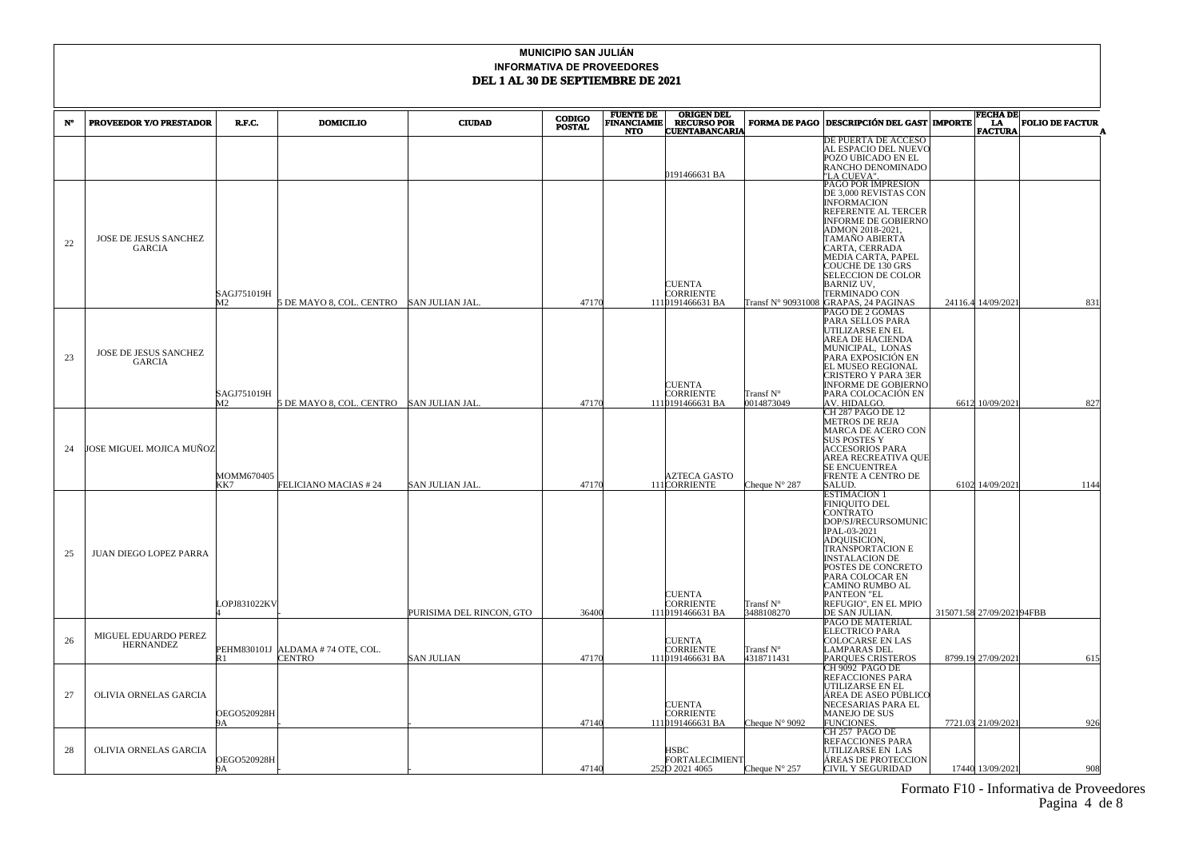# MUNICIPIO SAN JULIÁN

## INFORMATIVA DE PROVEEDORES

## DEL 1 AL 30 DE SEPTIEMBRE DE 2021

| N° | PROVEEDOR Y/O PRESTADOR | R.F.C. | DOMICILIO | CIUDAD | CODIGO POSTAL | FUENTE DE FINANCIAMIENTO | ORIGEN DEL RECURSO POR CUENTABANCARIA | FORMA DE PAGO | DESCRIPCIÓN DEL GASTO | IMPORTE | FECHA DE LA FACTURA | FOLIO DE FACTURA |
|---|---|---|---|---|---|---|---|---|---|---|---|---|
| | | | | | | | 0191466631 BA | | DE PUERTA DE ACCESO AL ESPACIO DEL NUEVO POZO UBICADO EN EL RANCHO DENOMINADO "LA CUEVA". | | | |
| 22 | JOSE DE JESUS SANCHEZ GARCIA | SAGJ751019HM2 | 5 DE MAYO 8, COL. CENTRO | SAN JULIAN JAL. | 47170 | 111 | CUENTA CORRIENTE 0191466631 BA | Transf N° 90931008 | PAGO POR IMPRESION DE 3,000 REVISTAS CON INFORMACION REFERENTE AL TERCER INFORME DE GOBIERNO ADMON 2018-2021, TAMAÑO ABIERTA CARTA, CERRADA MEDIA CARTA, PAPEL COUCHE DE 130 GRS SELECCION DE COLOR BARNIZ UV, TERMINADO CON GRAPAS, 24 PAGINAS | 24116.4 | 14/09/2021 | 831 |
| 23 | JOSE DE JESUS SANCHEZ GARCIA | SAGJ751019HM2 | 5 DE MAYO 8, COL. CENTRO | SAN JULIAN JAL. | 47170 | 111 | CUENTA CORRIENTE 0191466631 BA | Transf N° 0014873049 | PAGO DE 2 GOMAS PARA SELLOS PARA UTILIZARSE EN EL AREA DE HACIENDA MUNICIPAL, LONAS PARA EXPOSICIÓN EN EL MUSEO REGIONAL CRISTERO Y PARA 3ER INFORME DE GOBIERNO PARA COLOCACIÓN EN AV. HIDALGO. | 6612 | 10/09/2021 | 827 |
| 24 | JOSE MIGUEL MOJICA MUÑOZ | MOMM670405KK7 | FELICIANO MACIAS # 24 | SAN JULIAN JAL. | 47170 | 111 | AZTECA GASTO CORRIENTE | Cheque N° 287 | CH 287 PAGO DE 12 METROS DE REJA MARCA DE ACERO CON SUS POSTES Y ACCESORIOS PARA AREA RECREATIVA QUE SE ENCUENTREA FRENTE A CENTRO DE SALUD. | 6102 | 14/09/2021 | 1144 |
| 25 | JUAN DIEGO LOPEZ PARRA | LOPJ831022KV4 | - | PURISIMA DEL RINCON, GTO | 36400 | 111 | CUENTA CORRIENTE 0191466631 BA | Transf N° 3488108270 | ESTIMACION 1 FINIQUITO DEL CONTRATO DOP/SJ/RECURSOMUNICIPAL-03-2021 ADQUISICION, TRANSPORTACION E INSTALACION DE POSTES DE CONCRETO PARA COLOCAR EN CAMINO RUMBO AL PANTEON "EL REFUGIO", EN EL MPIO DE SAN JULIAN. | 315071.58 | 27/09/2021 | 94FBB |
| 26 | MIGUEL EDUARDO PEREZ HERNANDEZ | PEHM830101JR1 | ALDAMA # 74 OTE, COL. CENTRO | SAN JULIAN | 47170 | 111 | CUENTA CORRIENTE 0191466631 BA | Transf N° 4318711431 | PAGO DE MATERIAL ELECTRICO PARA COLOCARSE EN LAS LAMPARAS DEL PARQUES CRISTEROS | 8799.19 | 27/09/2021 | 615 |
| 27 | OLIVIA ORNELAS GARCIA | OEGO520928H9A | - | - | 47140 | 111 | CUENTA CORRIENTE 0191466631 BA | Cheque N° 9092 | CH 9092 PAGO DE REFACCIONES PARA UTILIZARSE EN EL ÁREA DE ASEO PÚBLICO NECESARIAS PARA EL MANEJO DE SUS FUNCIONES. | 7721.03 | 21/09/2021 | 926 |
| 28 | OLIVIA ORNELAS GARCIA | OEGO520928H9A | - | - | 47140 | 252 | HSBC FORTALECIMIENTO 2021 4065 | Cheque N° 257 | CH 257 PAGO DE REFACCIONES PARA UTILIZARSE EN LAS ÁREAS DE PROTECCION CIVIL Y SEGURIDAD | 17440 | 13/09/2021 | 908 |

Formato F10 - Informativa de Proveedores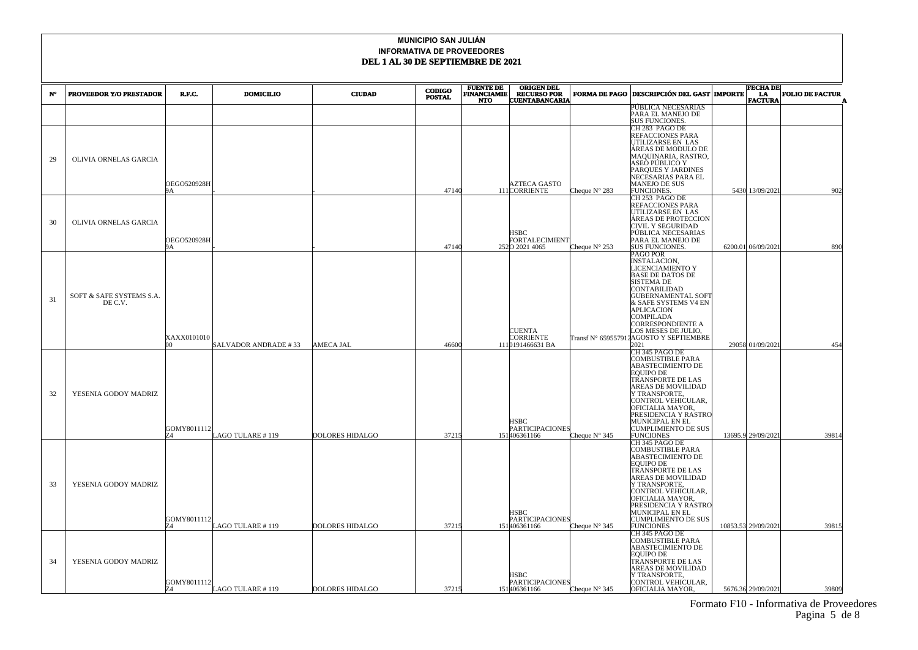**MUNICIPIO SAN JULIÁN**

**INFORMATIVA DE PROVEEDORES**

**DEL 1 AL 30 DE SEPTIEMBRE DE 2021**

| N° | PROVEEDOR Y/O PRESTADOR | R.F.C. | DOMICILIO | CIUDAD | CODIGO POSTAL | FUENTE DE FINANCIAMIENTO | ORIGEN DEL RECURSO POR CUENTABANCARIA | FORMA DE PAGO | DESCRIPCIÓN DEL GASTO | IMPORTE | FECHA DE LA FACTURA | FOLIO DE FACTURA |
|---|---|---|---|---|---|---|---|---|---|---|---|---|
| | | | | | | | | | PÚBLICA NECESARIAS PARA EL MANEJO DE SUS FUNCIONES. | | | |
| 29 | OLIVIA ORNELAS GARCIA | OEGO520928H9A | - | - | 47140 | 111 | AZTECA GASTO CORRIENTE | Cheque N° 283 | CH 283 PAGO DE REFACCIONES PARA UTILIZARSE EN LAS ÁREAS DE MODULO DE MAQUINARIA, RASTRO, ASEO PÚBLICO Y PARQUES Y JARDINES NECESARIAS PARA EL MANEJO DE SUS FUNCIONES. | 5430 | 13/09/2021 | 902 |
| 30 | OLIVIA ORNELAS GARCIA | OEGO520928H9A | - | - | 47140 | 252 | HSBC FORTALECIMIENTO 2021 4065 | Cheque N° 253 | CH 253 PAGO DE REFACCIONES PARA UTILIZARSE EN LAS ÁREAS DE PROTECCION CIVIL Y SEGURIDAD PÚBLICA NECESARIAS PARA EL MANEJO DE SUS FUNCIONES. | 6200.01 | 06/09/2021 | 890 |
| 31 | SOFT & SAFE SYSTEMS S.A. DE C.V. | XAXX010101000 | SALVADOR ANDRADE # 33 | AMECA JAL | 46600 | 111 | CUENTA CORRIENTE 0191466631 BA | Transf N° 659557912 | PAGO POR INSTALACION, LICENCIAMIENTO Y BASE DE DATOS DE SISTEMA DE CONTABILIDAD GUBERNAMENTAL SOFT & SAFE SYSTEMS V4 EN APLICACION COMPILADA CORRESPONDIENTE A LOS MESES DE JULIO, AGOSTO Y SEPTIEMBRE 2021 | 29058 | 01/09/2021 | 454 |
| 32 | YESENIA GODOY MADRIZ | GOMY801112Z4 | LAGO TULARE # 119 | DOLORES HIDALGO | 37215 | 151 | HSBC PARTICIPACIONES 406361166 | Cheque N° 345 | CH 345 PAGO DE COMBUSTIBLE PARA ABASTECIMIENTO DE EQUIPO DE TRANSPORTE DE LAS AREAS DE MOVILIDAD Y TRANSPORTE, CONTROL VEHICULAR, OFICIALIA MAYOR, PRESIDENCIA Y RASTRO MUNICIPAL EN EL CUMPLIMIENTO DE SUS FUNCIONES | 13695.9 | 29/09/2021 | 39814 |
| 33 | YESENIA GODOY MADRIZ | GOMY801112Z4 | LAGO TULARE # 119 | DOLORES HIDALGO | 37215 | 151 | HSBC PARTICIPACIONES 406361166 | Cheque N° 345 | CH 345 PAGO DE COMBUSTIBLE PARA ABASTECIMIENTO DE EQUIPO DE TRANSPORTE DE LAS AREAS DE MOVILIDAD Y TRANSPORTE, CONTROL VEHICULAR, OFICIALIA MAYOR, PRESIDENCIA Y RASTRO MUNICIPAL EN EL CUMPLIMIENTO DE SUS FUNCIONES | 10853.53 | 29/09/2021 | 39815 |
| 34 | YESENIA GODOY MADRIZ | GOMY801112Z4 | LAGO TULARE # 119 | DOLORES HIDALGO | 37215 | 151 | HSBC PARTICIPACIONES 406361166 | Cheque N° 345 | CH 345 PAGO DE COMBUSTIBLE PARA ABASTECIMIENTO DE EQUIPO DE TRANSPORTE DE LAS AREAS DE MOVILIDAD Y TRANSPORTE, CONTROL VEHICULAR, OFICIALIA MAYOR, | 5676.36 | 29/09/2021 | 39809 |

Formato F10 - Informativa de Proveedores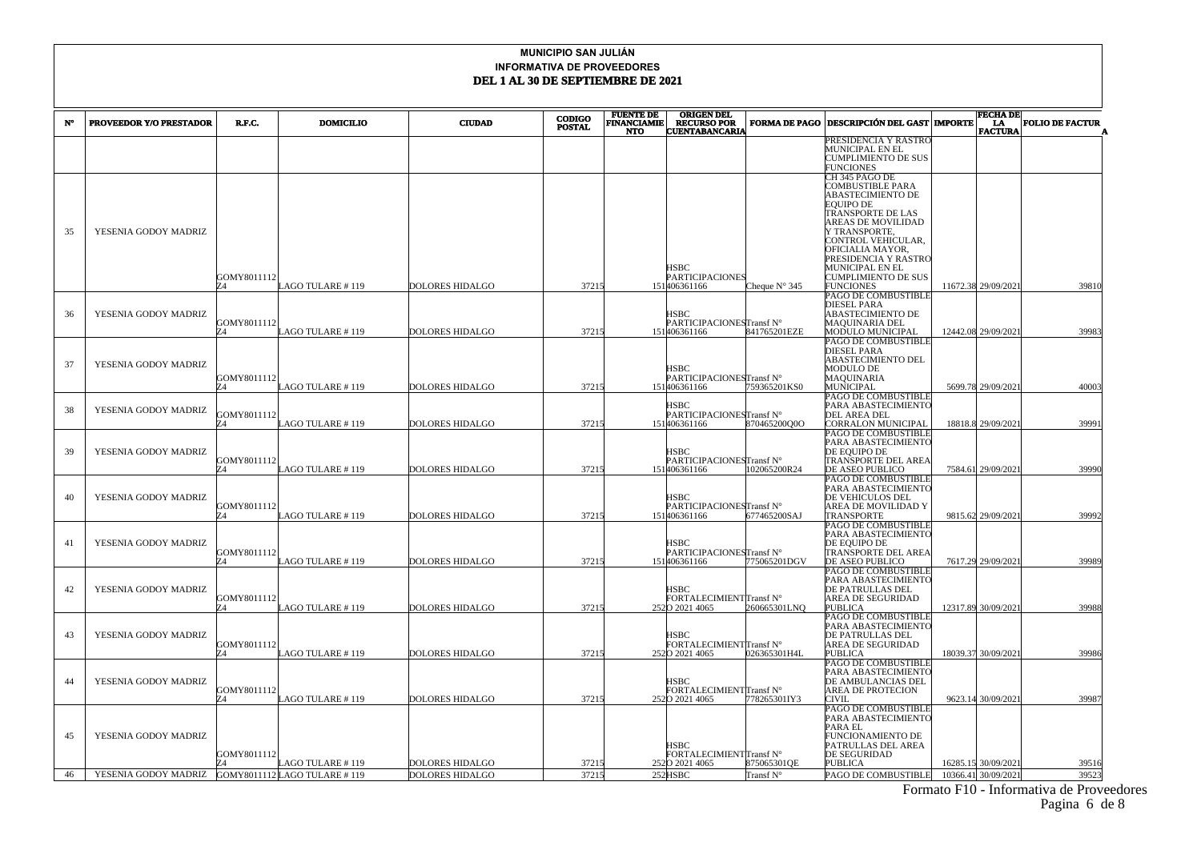**MUNICIPIO SAN JULIÁN**

**INFORMATIVA DE PROVEEDORES**

**DEL 1 AL 30 DE SEPTIEMBRE DE 2021**

| N° | PROVEEDOR Y/O PRESTADOR | R.F.C. | DOMICILIO | CIUDAD | CODIGO POSTAL | FUENTE DE FINANCIAMIENTO | ORIGEN DEL RECURSO POR CUENTABANCARIA | FORMA DE PAGO | DESCRIPCIÓN DEL GASTO | IMPORTE | FECHA DE LA FACTURA | FOLIO DE FACTURA |
|---|---|---|---|---|---|---|---|---|---|---|---|---|
| | | | | | | | | | PRESIDENCIA Y RASTRO MUNICIPAL EN EL CUMPLIMIENTO DE SUS FUNCIONES | | | |
| 35 | YESENIA GODOY MADRIZ | GOMY8011112Z4 | LAGO TULARE # 119 | DOLORES HIDALGO | 37215 | 151 | HSBC PARTICIPACIONES 406361166 | Cheque N° 345 | CH 345 PAGO DE COMBUSTIBLE PARA ABASTECIMIENTO DE EQUIPO DE TRANSPORTE DE LAS AREAS DE MOVILIDAD Y TRANSPORTE, CONTROL VEHICULAR, OFICIALIA MAYOR, PRESIDENCIA Y RASTRO MUNICIPAL EN EL CUMPLIMIENTO DE SUS FUNCIONES | 11672.38 | 29/09/2021 | 39810 |
| 36 | YESENIA GODOY MADRIZ | GOMY8011112Z4 | LAGO TULARE # 119 | DOLORES HIDALGO | 37215 | 151 | HSBC PARTICIPACIONES 406361166 | Transf N° 841765201EZE | PAGO DE COMBUSTIBLE DIESEL PARA ABASTECIMIENTO DE MAQUINARIA DEL MODULO MUNICIPAL | 12442.08 | 29/09/2021 | 39983 |
| 37 | YESENIA GODOY MADRIZ | GOMY8011112Z4 | LAGO TULARE # 119 | DOLORES HIDALGO | 37215 | 151 | HSBC PARTICIPACIONES 406361166 | Transf N° 759365201KS0 | PAGO DE COMBUSTIBLE DIESEL PARA ABASTECIMIENTO DEL MODULO DE MAQUINARIA MUNICIPAL | 5699.78 | 29/09/2021 | 40003 |
| 38 | YESENIA GODOY MADRIZ | GOMY8011112Z4 | LAGO TULARE # 119 | DOLORES HIDALGO | 37215 | 151 | HSBC PARTICIPACIONES 406361166 | Transf N° 870465200Q0O | PAGO DE COMBUSTIBLE PARA ABASTECIMIENTO DEL AREA DEL CORRALON MUNICIPAL | 18818.8 | 29/09/2021 | 39991 |
| 39 | YESENIA GODOY MADRIZ | GOMY8011112Z4 | LAGO TULARE # 119 | DOLORES HIDALGO | 37215 | 151 | HSBC PARTICIPACIONES 406361166 | Transf N° 102065200R24 | PAGO DE COMBUSTIBLE PARA ABASTECIMIENTO DE EQUIPO DE TRANSPORTE DEL AREA DE ASEO PUBLICO | 7584.61 | 29/09/2021 | 39990 |
| 40 | YESENIA GODOY MADRIZ | GOMY8011112Z4 | LAGO TULARE # 119 | DOLORES HIDALGO | 37215 | 151 | HSBC PARTICIPACIONES 406361166 | Transf N° 677465200SAJ | PAGO DE COMBUSTIBLE PARA ABASTECIMIENTO DE VEHICULOS DEL AREA DE MOVILIDAD Y TRANSPORTE | 9815.62 | 29/09/2021 | 39992 |
| 41 | YESENIA GODOY MADRIZ | GOMY8011112Z4 | LAGO TULARE # 119 | DOLORES HIDALGO | 37215 | 151 | HSBC PARTICIPACIONES 406361166 | Transf N° 775065201DGV | PAGO DE COMBUSTIBLE PARA ABASTECIMIENTO DE EQUIPO DE TRANSPORTE DEL AREA DE ASEO PUBLICO | 7617.29 | 29/09/2021 | 39989 |
| 42 | YESENIA GODOY MADRIZ | GOMY8011112Z4 | LAGO TULARE # 119 | DOLORES HIDALGO | 37215 | 252 | HSBC FORTALECIMIENTO 2021 4065 | Transf N° 260665301LNQ | PAGO DE COMBUSTIBLE PARA ABASTECIMIENTO DE PATRULLAS DEL AREA DE SEGURIDAD PUBLICA | 12317.89 | 30/09/2021 | 39988 |
| 43 | YESENIA GODOY MADRIZ | GOMY8011112Z4 | LAGO TULARE # 119 | DOLORES HIDALGO | 37215 | 252 | HSBC FORTALECIMIENTO 2021 4065 | Transf N° 026365301H4L | PAGO DE COMBUSTIBLE PARA ABASTECIMIENTO DE PATRULLAS DEL AREA DE SEGURIDAD PUBLICA | 18039.37 | 30/09/2021 | 39986 |
| 44 | YESENIA GODOY MADRIZ | GOMY8011112Z4 | LAGO TULARE # 119 | DOLORES HIDALGO | 37215 | 252 | HSBC FORTALECIMIENTO 2021 4065 | Transf N° 778265301IY3 | PAGO DE COMBUSTIBLE PARA ABASTECIMIENTO DE AMBULANCIAS DEL AREA DE PROTECION CIVIL | 9623.14 | 30/09/2021 | 39987 |
| 45 | YESENIA GODOY MADRIZ | GOMY8011112Z4 | LAGO TULARE # 119 | DOLORES HIDALGO | 37215 | 252 | HSBC FORTALECIMIENTO 2021 4065 | Transf N° 875065301QE | PAGO DE COMBUSTIBLE PARA ABASTECIMIENTO PARA EL FUNCIONAMIENTO DE PATRULLAS DEL AREA DE SEGURIDAD PUBLICA | 16285.15 | 30/09/2021 | 39516 |
| 46 | YESENIA GODOY MADRIZ | GOMY8011112Z4 | LAGO TULARE # 119 | DOLORES HIDALGO | 37215 | 252 | HSBC | Transf N° | PAGO DE COMBUSTIBLE | 10366.41 | 30/09/2021 | 39523 |

Formato F10 - Informativa de Proveedores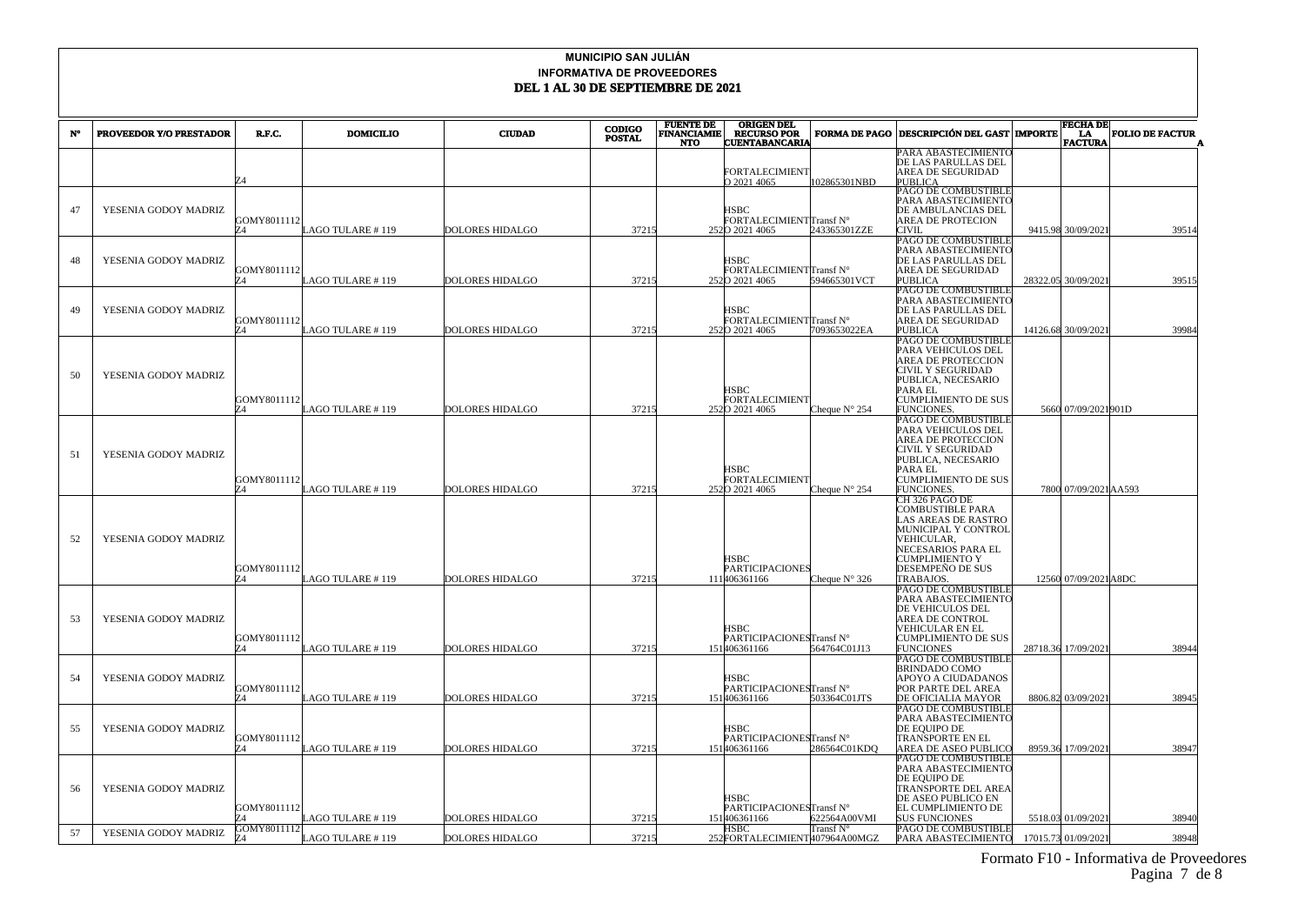**MUNICIPIO SAN JULIÁN**

**INFORMATIVA DE PROVEEDORES**

**DEL 1 AL 30 DE SEPTIEMBRE DE 2021**

| N° | PROVEEDOR Y/O PRESTADOR | R.F.C. | DOMICILIO | CIUDAD | CODIGO POSTAL | FUENTE DE FINANCIAMIENTO | ORIGEN DEL RECURSO POR CUENTABANCARIA | FORMA DE PAGO | DESCRIPCIÓN DEL GASTO | IMPORTE | FECHA DE LA FACTURA | FOLIO DE FACTURA |
|---|---|---|---|---|---|---|---|---|---|---|---|---|
| | | Z4 | | | | | FORTALECIMIENTO 2021 4065 | 102865301NBD | PARA ABASTECIMIENTO DE LAS PARULLAS DEL AREA DE SEGURIDAD PUBLICA | | | |
| 47 | YESENIA GODOY MADRIZ | GOMY8011112Z4 | LAGO TULARE # 119 | DOLORES HIDALGO | 37215 | 252 | HSBC FORTALECIMIENTO 2021 4065 | Transf N° 243365301ZZE | PAGO DE COMBUSTIBLE PARA ABASTECIMIENTO DE AMBULANCIAS DEL AREA DE PROTECION CIVIL | 9415.98 | 30/09/2021 | 39514 |
| 48 | YESENIA GODOY MADRIZ | GOMY8011112Z4 | LAGO TULARE # 119 | DOLORES HIDALGO | 37215 | 252 | HSBC FORTALECIMIENTO 2021 4065 | Transf N° 594665301VCT | PAGO DE COMBUSTIBLE PARA ABASTECIMIENTO DE LAS PARULLAS DEL AREA DE SEGURIDAD PUBLICA | 28322.05 | 30/09/2021 | 39515 |
| 49 | YESENIA GODOY MADRIZ | GOMY8011112Z4 | LAGO TULARE # 119 | DOLORES HIDALGO | 37215 | 252 | HSBC FORTALECIMIENTO 2021 4065 | Transf N° 7093653022EA | PAGO DE COMBUSTIBLE PARA ABASTECIMIENTO DE LAS PARULLAS DEL AREA DE SEGURIDAD PUBLICA | 14126.68 | 30/09/2021 | 39984 |
| 50 | YESENIA GODOY MADRIZ | GOMY8011112Z4 | LAGO TULARE # 119 | DOLORES HIDALGO | 37215 | 252 | HSBC FORTALECIMIENTO 2021 4065 | Cheque N° 254 | PAGO DE COMBUSTIBLE PARA VEHICULOS DEL AREA DE PROTECCION CIVIL Y SEGURIDAD PUBLICA, NECESARIO PARA EL CUMPLIMIENTO DE SUS FUNCIONES. | 5660 | 07/09/2021 | 901D |
| 51 | YESENIA GODOY MADRIZ | GOMY8011112Z4 | LAGO TULARE # 119 | DOLORES HIDALGO | 37215 | 252 | HSBC FORTALECIMIENTO 2021 4065 | Cheque N° 254 | PAGO DE COMBUSTIBLE PARA VEHICULOS DEL AREA DE PROTECCION CIVIL Y SEGURIDAD PUBLICA, NECESARIO PARA EL CUMPLIMIENTO DE SUS FUNCIONES. | 7800 | 07/09/2021 | AA593 |
| 52 | YESENIA GODOY MADRIZ | GOMY8011112Z4 | LAGO TULARE # 119 | DOLORES HIDALGO | 37215 | 111 | HSBC PARTICIPACIONES 406361166 | Cheque N° 326 | CH 326 PAGO DE COMBUSTIBLE PARA LAS AREAS DE RASTRO MUNICIPAL Y CONTROL VEHICULAR, NECESARIOS PARA EL CUMPLIMIENTO Y DESEMPEÑO DE SUS TRABAJOS. | 12560 | 07/09/2021 | A8DC |
| 53 | YESENIA GODOY MADRIZ | GOMY8011112Z4 | LAGO TULARE # 119 | DOLORES HIDALGO | 37215 | 151 | HSBC PARTICIPACIONES 406361166 | Transf N° 564764C01J13 | PAGO DE COMBUSTIBLE PARA ABASTECIMIENTO DE VEHICULOS DEL AREA DE CONTROL VEHICULAR EN EL CUMPLIMIENTO DE SUS FUNCIONES | 28718.36 | 17/09/2021 | 38944 |
| 54 | YESENIA GODOY MADRIZ | GOMY8011112Z4 | LAGO TULARE # 119 | DOLORES HIDALGO | 37215 | 151 | HSBC PARTICIPACIONES 406361166 | Transf N° 503364C01JTS | PAGO DE COMBUSTIBLE BRINDADO COMO APOYO A CIUDADANOS POR PARTE DEL AREA DE OFICIALIA MAYOR | 8806.82 | 03/09/2021 | 38945 |
| 55 | YESENIA GODOY MADRIZ | GOMY8011112Z4 | LAGO TULARE # 119 | DOLORES HIDALGO | 37215 | 151 | HSBC PARTICIPACIONES 406361166 | Transf N° 286564C01KDQ | PAGO DE COMBUSTIBLE PARA ABASTECIMIENTO DE EQUIPO DE TRANSPORTE EN EL AREA DE ASEO PUBLICO | 8959.36 | 17/09/2021 | 38947 |
| 56 | YESENIA GODOY MADRIZ | GOMY8011112Z4 | LAGO TULARE # 119 | DOLORES HIDALGO | 37215 | 151 | HSBC PARTICIPACIONES 406361166 | Transf N° 622564A00VMI | PAGO DE COMBUSTIBLE PARA ABASTECIMIENTO DE EQUIPO DE TRANSPORTE DEL AREA DE ASEO PUBLICO EN EL CUMPLIMIENTO DE SUS FUNCIONES | 5518.03 | 01/09/2021 | 38940 |
| 57 | YESENIA GODOY MADRIZ | GOMY8011112Z4 | LAGO TULARE # 119 | DOLORES HIDALGO | 37215 | 252 | HSBC FORTALECIMIENTO | Transf N° 407964A00MGZ | PAGO DE COMBUSTIBLE PARA ABASTECIMIENTO | 17015.73 | 01/09/2021 | 38948 |

Formato F10 - Informativa de Proveedores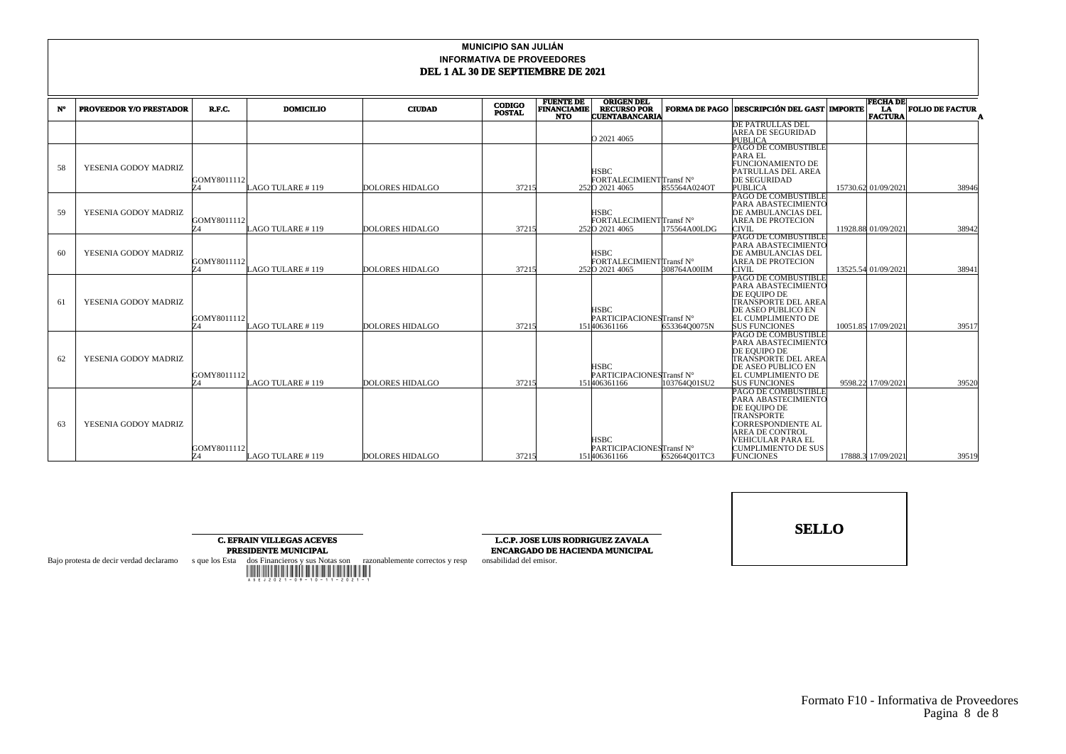**MUNICIPIO SAN JULIÁN**
**INFORMATIVA DE PROVEEDORES**
**DEL 1 AL 30 DE SEPTIEMBRE DE 2021**

| N° | PROVEEDOR Y/O PRESTADOR | R.F.C. | DOMICILIO | CIUDAD | CODIGO POSTAL | FUENTE DE FINANCIAMIENTO | ORIGEN DEL RECURSO POR CUENTABANCARIA | FORMA DE PAGO | DESCRIPCIÓN DEL GASTO | IMPORTE | FECHA DE LA FACTURA | FOLIO DE FACTURA |
|---|---|---|---|---|---|---|---|---|---|---|---|---|
| | | | | | | | O 2021 4065 | | DE PATRULLAS DEL AREA DE SEGURIDAD PUBLICA | | | |
| 58 | YESENIA GODOY MADRIZ | GOMY8011112Z4 | LAGO TULARE # 119 | DOLORES HIDALGO | 37215 | 252 | HSBC FORTALECIMIENTO 2021 4065 | Transf N° 855564A024OT | PAGO DE COMBUSTIBLE PARA EL FUNCIONAMIENTO DE PATRULLAS DEL AREA DE SEGURIDAD PUBLICA | 15730.62 | 01/09/2021 | 38946 |
| 59 | YESENIA GODOY MADRIZ | GOMY8011112Z4 | LAGO TULARE # 119 | DOLORES HIDALGO | 37215 | 252 | HSBC FORTALECIMIENTO 2021 4065 | Transf N° 175564A00LDG | PAGO DE COMBUSTIBLE PARA ABASTECIMIENTO DE AMBULANCIAS DEL AREA DE PROTECION CIVIL | 11928.88 | 01/09/2021 | 38942 |
| 60 | YESENIA GODOY MADRIZ | GOMY8011112Z4 | LAGO TULARE # 119 | DOLORES HIDALGO | 37215 | 252 | HSBC FORTALECIMIENTO 2021 4065 | Transf N° 308764A00IIM | PAGO DE COMBUSTIBLE PARA ABASTECIMIENTO DE AMBULANCIAS DEL AREA DE PROTECION CIVIL | 13525.54 | 01/09/2021 | 38941 |
| 61 | YESENIA GODOY MADRIZ | GOMY8011112Z4 | LAGO TULARE # 119 | DOLORES HIDALGO | 37215 | 151 | HSBC PARTICIPACIONES 406361166 | Transf N° 653364Q0075N | PAGO DE COMBUSTIBLE PARA ABASTECIMIENTO DE EQUIPO DE TRANSPORTE DEL AREA DE ASEO PUBLICO EN EL CUMPLIMIENTO DE SUS FUNCIONES | 10051.85 | 17/09/2021 | 39517 |
| 62 | YESENIA GODOY MADRIZ | GOMY8011112Z4 | LAGO TULARE # 119 | DOLORES HIDALGO | 37215 | 151 | HSBC PARTICIPACIONES 406361166 | Transf N° 103764Q01SU2 | PAGO DE COMBUSTIBLE PARA ABASTECIMIENTO DE EQUIPO DE TRANSPORTE DEL AREA DE ASEO PUBLICO EN EL CUMPLIMIENTO DE SUS FUNCIONES | 9598.22 | 17/09/2021 | 39520 |
| 63 | YESENIA GODOY MADRIZ | GOMY8011112Z4 | LAGO TULARE # 119 | DOLORES HIDALGO | 37215 | 151 | HSBC PARTICIPACIONES 406361166 | Transf N° 652664Q01TC3 | PAGO DE COMBUSTIBLE PARA ABASTECIMIENTO DE EQUIPO DE TRANSPORTE CORRESPONDIENTE AL AREA DE CONTROL VEHICULAR PARA EL CUMPLIMIENTO DE SUS FUNCIONES | 17888.3 | 17/09/2021 | 39519 |

**C. EFRAIN VILLEGAS ACEVES**
**PRESIDENTE MUNICIPAL**

**L.C.P. JOSE LUIS RODRIGUEZ ZAVALA**
**ENCARGADO DE HACIENDA MUNICIPAL**

**SELLO**

Bajo protesta de decir verdad declaramos que los Estados Financieros y sus Notas son razonablemente correctos y responsabilidad del emisor.

ASEJ2021-09-10-11-2021-1

Formato F10 - Informativa de Proveedores